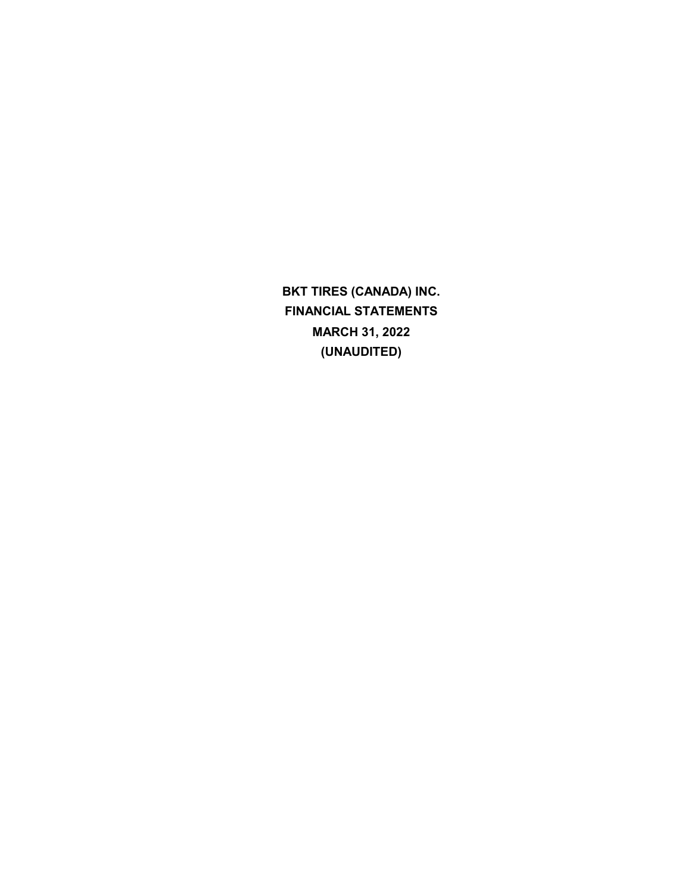**BKT TIRES (CANADA) INC.**

**FINANCIAL STATEMENTS**

**MARCH 31, 2022**

**(UNAUDITED)**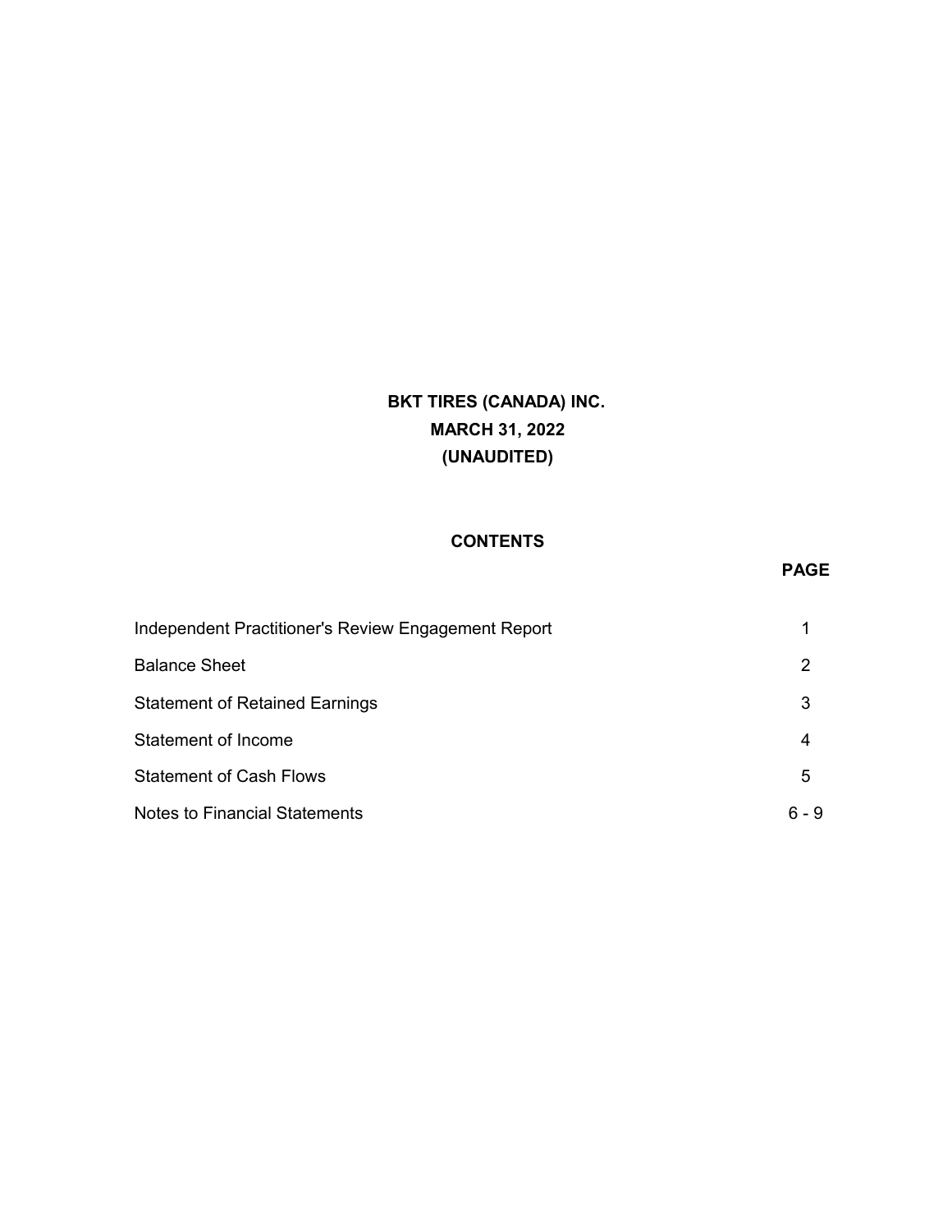# BKT TIRES (CANADA) INC.
## MARCH 31, 2022
## (UNAUDITED)

### CONTENTS

| | PAGE |
|---|---|
| Independent Practitioner's Review Engagement Report | 1 |
| Balance Sheet | 2 |
| Statement of Retained Earnings | 3 |
| Statement of Income | 4 |
| Statement of Cash Flows | 5 |
| Notes to Financial Statements | 6 - 9 |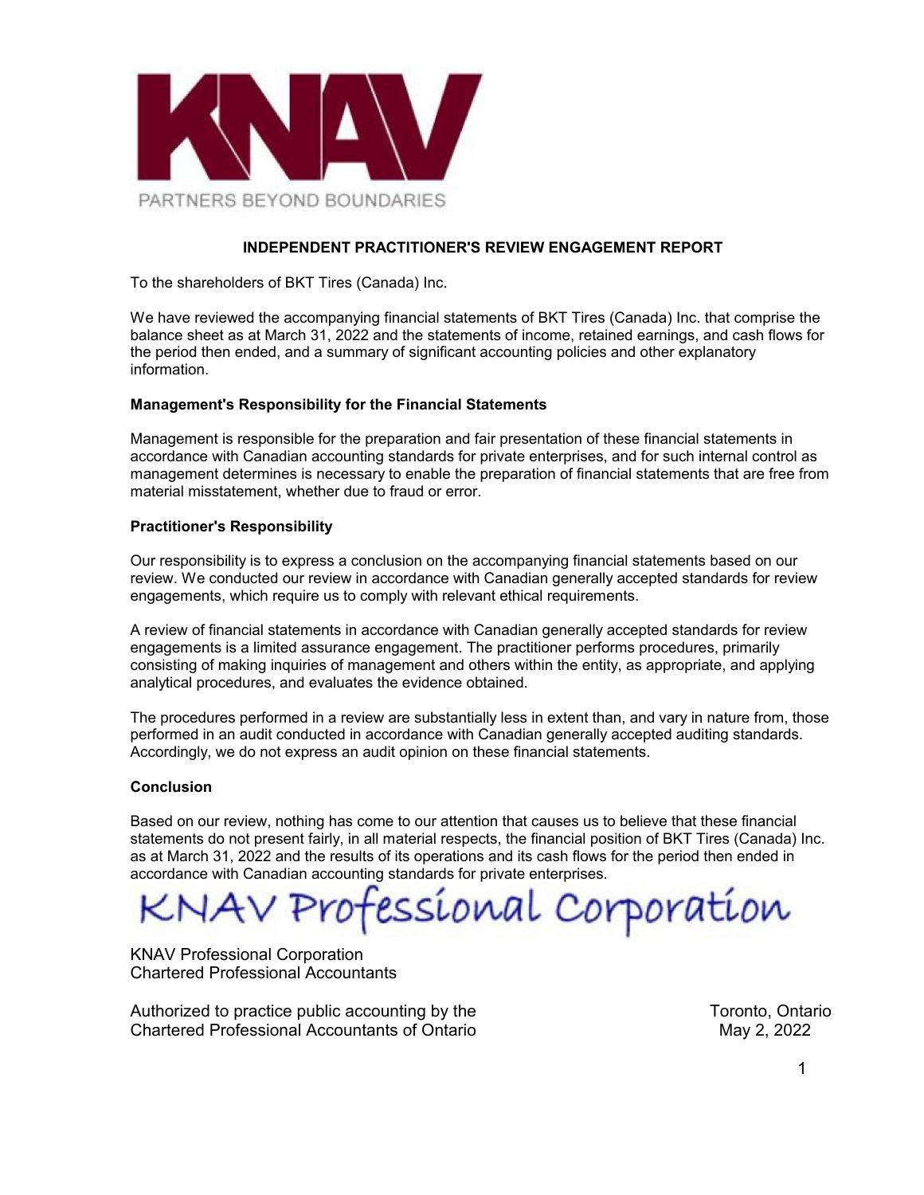KNAV

PARTNERS BEYOND BOUNDARIES

## INDEPENDENT PRACTITIONER'S REVIEW ENGAGEMENT REPORT

To the shareholders of BKT Tires (Canada) Inc.

We have reviewed the accompanying financial statements of BKT Tires (Canada) Inc. that comprise the balance sheet as at March 31, 2022 and the statements of income, retained earnings, and cash flows for the period then ended, and a summary of significant accounting policies and other explanatory information.

**Management's Responsibility for the Financial Statements**

Management is responsible for the preparation and fair presentation of these financial statements in accordance with Canadian accounting standards for private enterprises, and for such internal control as management determines is necessary to enable the preparation of financial statements that are free from material misstatement, whether due to fraud or error.

**Practitioner's Responsibility**

Our responsibility is to express a conclusion on the accompanying financial statements based on our review. We conducted our review in accordance with Canadian generally accepted standards for review engagements, which require us to comply with relevant ethical requirements.

A review of financial statements in accordance with Canadian generally accepted standards for review engagements is a limited assurance engagement. The practitioner performs procedures, primarily consisting of making inquiries of management and others within the entity, as appropriate, and applying analytical procedures, and evaluates the evidence obtained.

The procedures performed in a review are substantially less in extent than, and vary in nature from, those performed in an audit conducted in accordance with Canadian generally accepted auditing standards. Accordingly, we do not express an audit opinion on these financial statements.

**Conclusion**

Based on our review, nothing has come to our attention that causes us to believe that these financial statements do not present fairly, in all material respects, the financial position of BKT Tires (Canada) Inc. as at March 31, 2022 and the results of its operations and its cash flows for the period then ended in accordance with Canadian accounting standards for private enterprises.

KNAV Professional Corporation

KNAV Professional Corporation
Chartered Professional Accountants

Authorized to practice public accounting by the
Chartered Professional Accountants of Ontario

Toronto, Ontario
May 2, 2022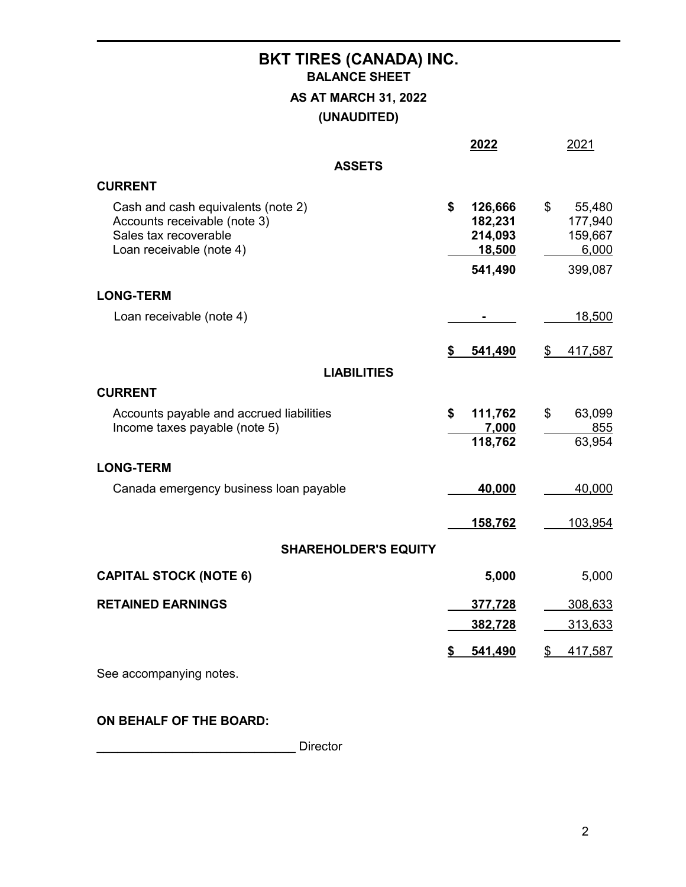# BKT TIRES (CANADA) INC.

## BALANCE SHEET

### AS AT MARCH 31, 2022

### (UNAUDITED)

| | 2022 | 2021 |
|---|---|---|
| **ASSETS** | | |
| **CURRENT** | | |
| Cash and cash equivalents (note 2) | $ 126,666 | $ 55,480 |
| Accounts receivable (note 3) | 182,231 | 177,940 |
| Sales tax recoverable | 214,093 | 159,667 |
| Loan receivable (note 4) | 18,500 | 6,000 |
| | 541,490 | 399,087 |
| **LONG-TERM** | | |
| Loan receivable (note 4) | - | 18,500 |
| | $ 541,490 | $ 417,587 |
| **LIABILITIES** | | |
| **CURRENT** | | |
| Accounts payable and accrued liabilities | $ 111,762 | $ 63,099 |
| Income taxes payable (note 5) | 7,000 | 855 |
| | 118,762 | 63,954 |
| **LONG-TERM** | | |
| Canada emergency business loan payable | 40,000 | 40,000 |
| | 158,762 | 103,954 |
| **SHAREHOLDER'S EQUITY** | | |
| **CAPITAL STOCK (NOTE 6)** | 5,000 | 5,000 |
| **RETAINED EARNINGS** | 377,728 | 308,633 |
| | 382,728 | 313,633 |
| | $ 541,490 | $ 417,587 |

See accompanying notes.

**ON BEHALF OF THE BOARD:**

_____________________________ Director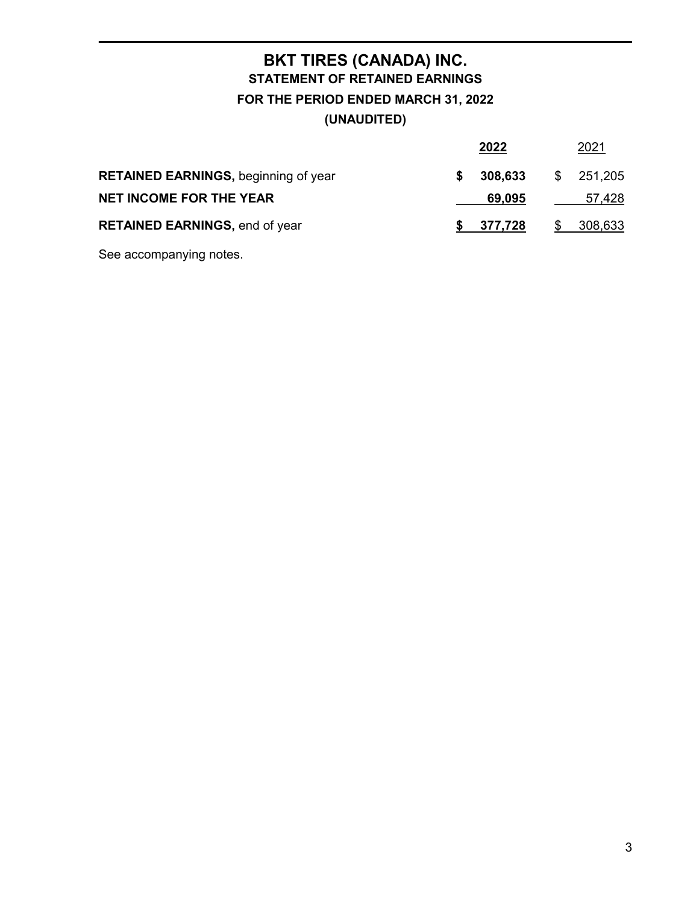# BKT TIRES (CANADA) INC.

## STATEMENT OF RETAINED EARNINGS

## FOR THE PERIOD ENDED MARCH 31, 2022

## (UNAUDITED)

| | **2022** | 2021 |
|---|---|---|
| **RETAINED EARNINGS,** beginning of year | **$ 308,633** | $ 251,205 |
| **NET INCOME FOR THE YEAR** | **69,095** | 57,428 |
| **RETAINED EARNINGS,** end of year | **$ 377,728** | $ 308,633 |

See accompanying notes.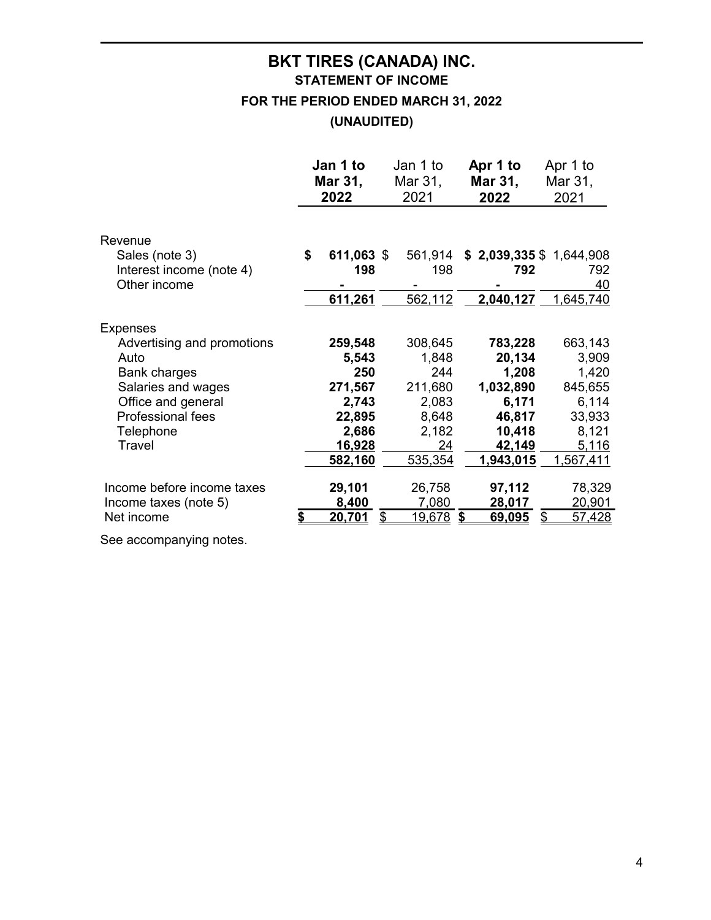# BKT TIRES (CANADA) INC.

## STATEMENT OF INCOME

### FOR THE PERIOD ENDED MARCH 31, 2022

### (UNAUDITED)

| | **Jan 1 to Mar 31, 2022** | Jan 1 to Mar 31, 2021 | **Apr 1 to Mar 31, 2022** | Apr 1 to Mar 31, 2021 |
|---|---|---|---|---|
| Revenue | | | | |
| Sales (note 3) | **$ 611,063** | $ 561,914 | **$ 2,039,335** | $ 1,644,908 |
| Interest income (note 4) | **198** | 198 | **792** | 792 |
| Other income | **-** | - | **-** | 40 |
| | **611,261** | 562,112 | **2,040,127** | 1,645,740 |
| Expenses | | | | |
| Advertising and promotions | **259,548** | 308,645 | **783,228** | 663,143 |
| Auto | **5,543** | 1,848 | **20,134** | 3,909 |
| Bank charges | **250** | 244 | **1,208** | 1,420 |
| Salaries and wages | **271,567** | 211,680 | **1,032,890** | 845,655 |
| Office and general | **2,743** | 2,083 | **6,171** | 6,114 |
| Professional fees | **22,895** | 8,648 | **46,817** | 33,933 |
| Telephone | **2,686** | 2,182 | **10,418** | 8,121 |
| Travel | **16,928** | 24 | **42,149** | 5,116 |
| | **582,160** | 535,354 | **1,943,015** | 1,567,411 |
| Income before income taxes | **29,101** | 26,758 | **97,112** | 78,329 |
| Income taxes (note 5) | **8,400** | 7,080 | **28,017** | 20,901 |
| Net income | **$ 20,701** | $ 19,678 | **$ 69,095** | $ 57,428 |

See accompanying notes.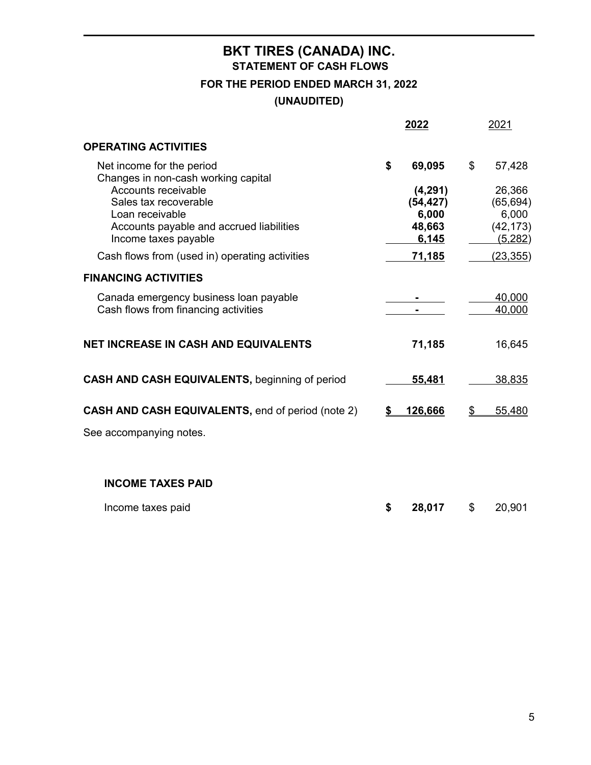# BKT TIRES (CANADA) INC.

## STATEMENT OF CASH FLOWS

### FOR THE PERIOD ENDED MARCH 31, 2022

### (UNAUDITED)

| | 2022 | 2021 |
|---|---|---|
| **OPERATING ACTIVITIES** | | |
| Net income for the period | **$ 69,095** | $ 57,428 |
| Changes in non-cash working capital | | |
| Accounts receivable | **(4,291)** | 26,366 |
| Sales tax recoverable | **(54,427)** | (65,694) |
| Loan receivable | **6,000** | 6,000 |
| Accounts payable and accrued liabilities | **48,663** | (42,173) |
| Income taxes payable | **6,145** | (5,282) |
| Cash flows from (used in) operating activities | **71,185** | (23,355) |
| **FINANCING ACTIVITIES** | | |
| Canada emergency business loan payable | **-** | 40,000 |
| Cash flows from financing activities | **-** | 40,000 |
| **NET INCREASE IN CASH AND EQUIVALENTS** | **71,185** | 16,645 |
| **CASH AND CASH EQUIVALENTS,** beginning of period | **55,481** | 38,835 |
| **CASH AND CASH EQUIVALENTS,** end of period (note 2) | **$ 126,666** | $ 55,480 |

See accompanying notes.

**INCOME TAXES PAID**

| | 2022 | 2021 |
|---|---|---|
| Income taxes paid | **$ 28,017** | $ 20,901 |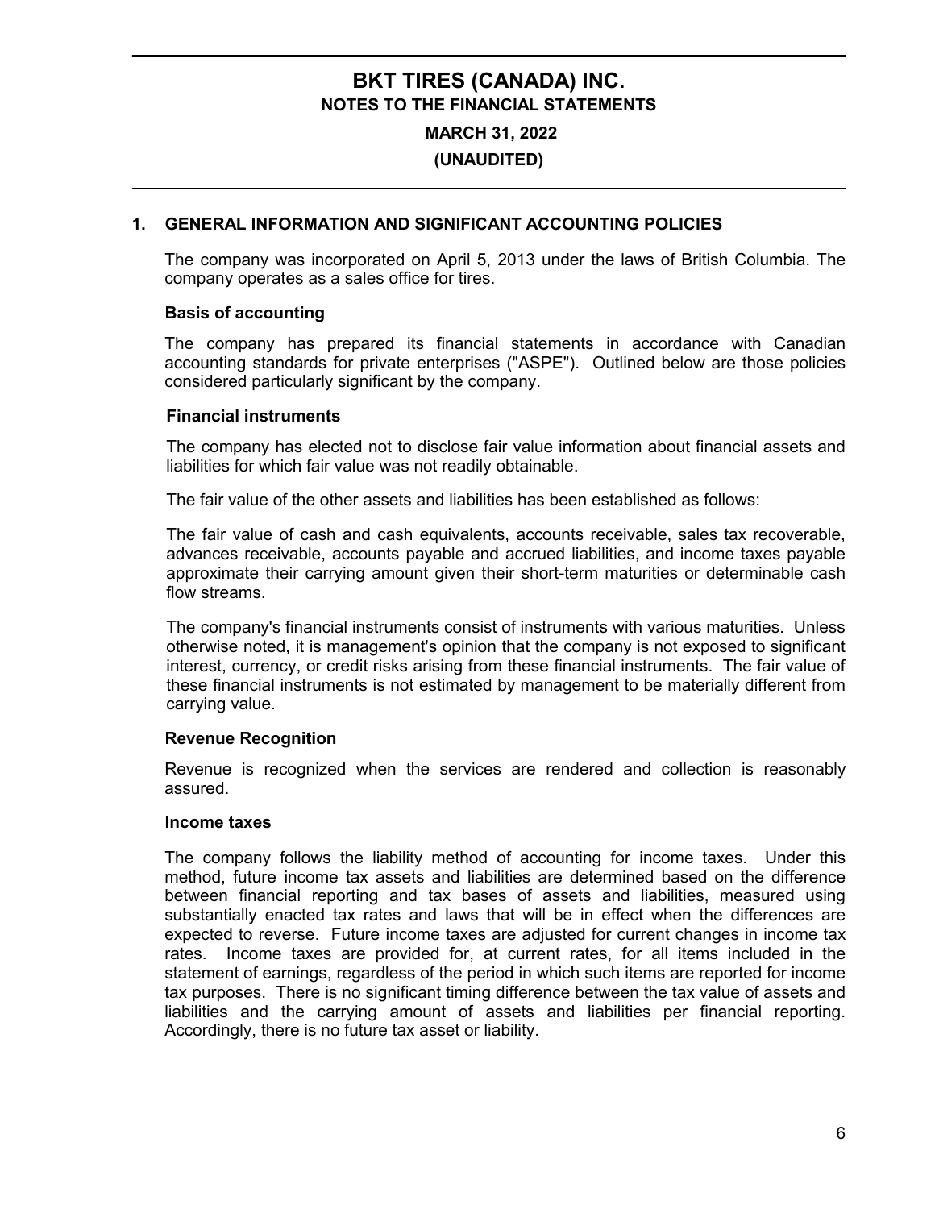# BKT TIRES (CANADA) INC.

## NOTES TO THE FINANCIAL STATEMENTS

## MARCH 31, 2022

## (UNAUDITED)

### 1. GENERAL INFORMATION AND SIGNIFICANT ACCOUNTING POLICIES

The company was incorporated on April 5, 2013 under the laws of British Columbia. The company operates as a sales office for tires.

**Basis of accounting**

The company has prepared its financial statements in accordance with Canadian accounting standards for private enterprises ("ASPE"). Outlined below are those policies considered particularly significant by the company.

**Financial instruments**

The company has elected not to disclose fair value information about financial assets and liabilities for which fair value was not readily obtainable.

The fair value of the other assets and liabilities has been established as follows:

The fair value of cash and cash equivalents, accounts receivable, sales tax recoverable, advances receivable, accounts payable and accrued liabilities, and income taxes payable approximate their carrying amount given their short-term maturities or determinable cash flow streams.

The company's financial instruments consist of instruments with various maturities. Unless otherwise noted, it is management's opinion that the company is not exposed to significant interest, currency, or credit risks arising from these financial instruments. The fair value of these financial instruments is not estimated by management to be materially different from carrying value.

**Revenue Recognition**

Revenue is recognized when the services are rendered and collection is reasonably assured.

**Income taxes**

The company follows the liability method of accounting for income taxes. Under this method, future income tax assets and liabilities are determined based on the difference between financial reporting and tax bases of assets and liabilities, measured using substantially enacted tax rates and laws that will be in effect when the differences are expected to reverse. Future income taxes are adjusted for current changes in income tax rates. Income taxes are provided for, at current rates, for all items included in the statement of earnings, regardless of the period in which such items are reported for income tax purposes. There is no significant timing difference between the tax value of assets and liabilities and the carrying amount of assets and liabilities per financial reporting. Accordingly, there is no future tax asset or liability.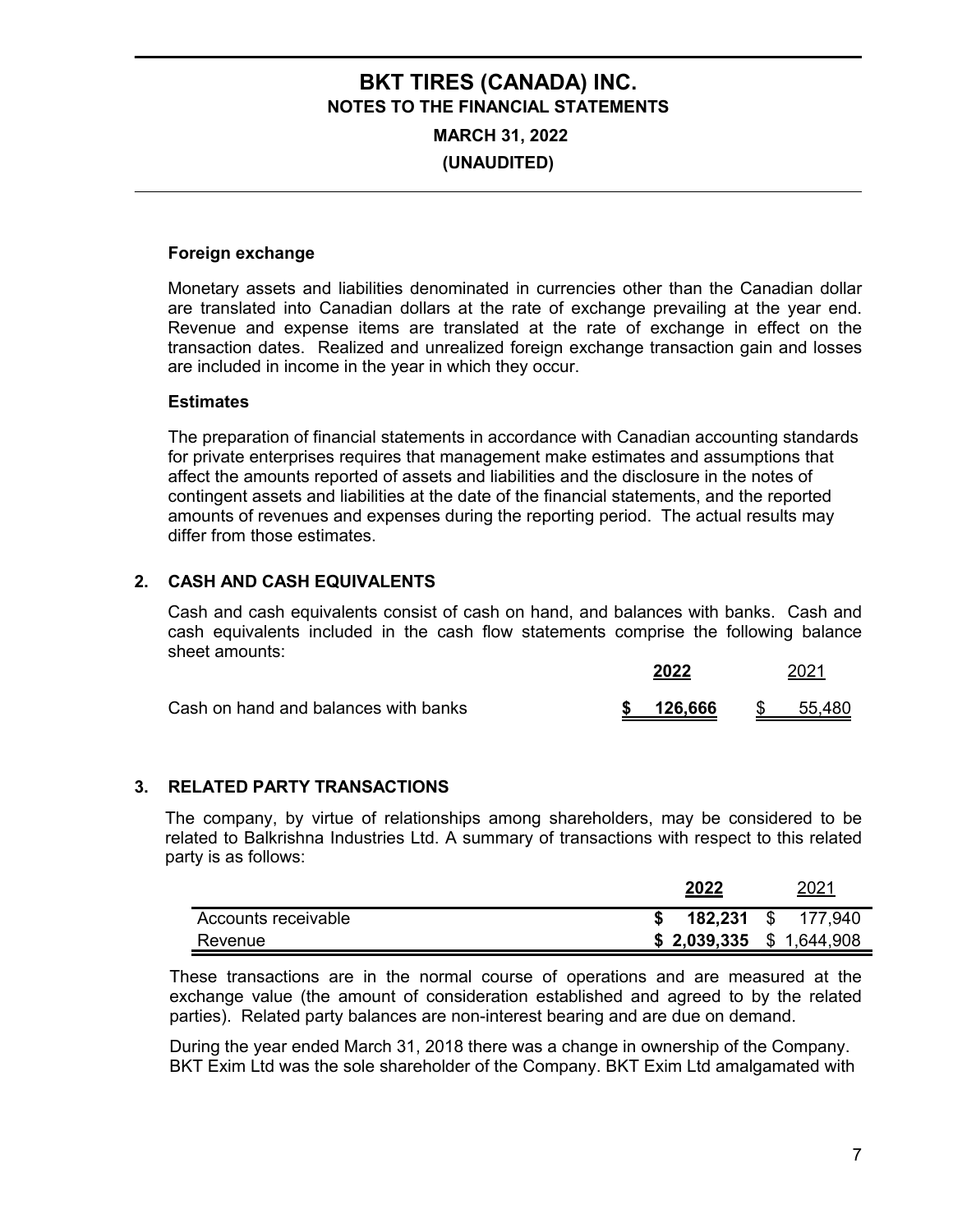# BKT TIRES (CANADA) INC.

## NOTES TO THE FINANCIAL STATEMENTS

### MARCH 31, 2022

### (UNAUDITED)

**Foreign exchange**

Monetary assets and liabilities denominated in currencies other than the Canadian dollar are translated into Canadian dollars at the rate of exchange prevailing at the year end. Revenue and expense items are translated at the rate of exchange in effect on the transaction dates. Realized and unrealized foreign exchange transaction gain and losses are included in income in the year in which they occur.

**Estimates**

The preparation of financial statements in accordance with Canadian accounting standards for private enterprises requires that management make estimates and assumptions that affect the amounts reported of assets and liabilities and the disclosure in the notes of contingent assets and liabilities at the date of the financial statements, and the reported amounts of revenues and expenses during the reporting period. The actual results may differ from those estimates.

## 2. CASH AND CASH EQUIVALENTS

Cash and cash equivalents consist of cash on hand, and balances with banks. Cash and cash equivalents included in the cash flow statements comprise the following balance sheet amounts:

| | **2022** | 2021 |
|---|---|---|
| Cash on hand and balances with banks | **$ 126,666** | $ 55,480 |

## 3. RELATED PARTY TRANSACTIONS

The company, by virtue of relationships among shareholders, may be considered to be related to Balkrishna Industries Ltd. A summary of transactions with respect to this related party is as follows:

| | **2022** | 2021 |
|---|---|---|
| Accounts receivable | **$ 182,231** | $ 177,940 |
| Revenue | **$ 2,039,335** | $ 1,644,908 |

These transactions are in the normal course of operations and are measured at the exchange value (the amount of consideration established and agreed to by the related parties). Related party balances are non-interest bearing and are due on demand.

During the year ended March 31, 2018 there was a change in ownership of the Company. BKT Exim Ltd was the sole shareholder of the Company. BKT Exim Ltd amalgamated with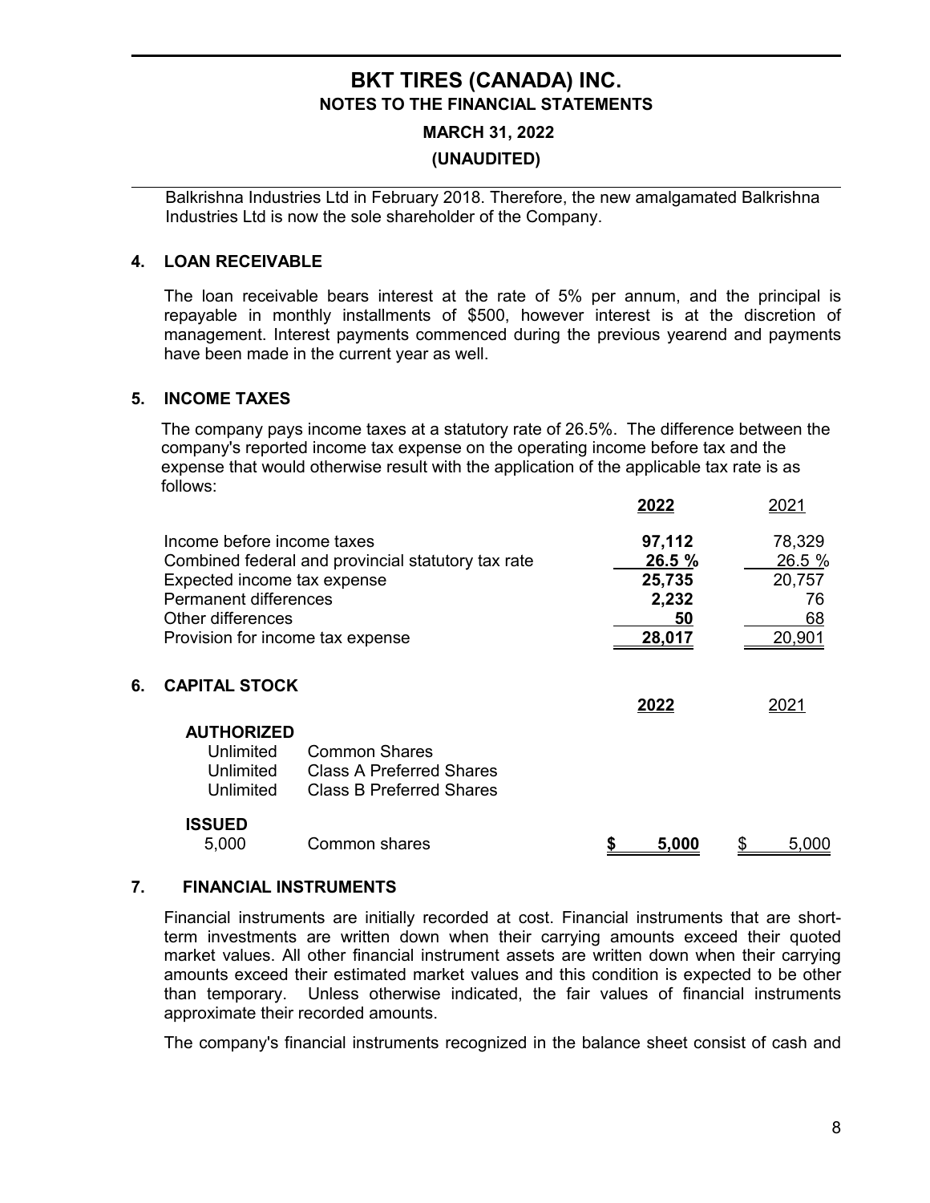Balkrishna Industries Ltd in February 2018. Therefore, the new amalgamated Balkrishna Industries Ltd is now the sole shareholder of the Company.

## 4. LOAN RECEIVABLE

The loan receivable bears interest at the rate of 5% per annum, and the principal is repayable in monthly installments of $500, however interest is at the discretion of management. Interest payments commenced during the previous yearend and payments have been made in the current year as well.

## 5. INCOME TAXES

The company pays income taxes at a statutory rate of 26.5%. The difference between the company's reported income tax expense on the operating income before tax and the expense that would otherwise result with the application of the applicable tax rate is as follows:

| | **2022** | 2021 |
|---|---|---|
| Income before income taxes | **97,112** | 78,329 |
| Combined federal and provincial statutory tax rate | **26.5 %** | 26.5 % |
| Expected income tax expense | **25,735** | 20,757 |
| Permanent differences | **2,232** | 76 |
| Other differences | **50** | 68 |
| Provision for income tax expense | **28,017** | 20,901 |

## 6. CAPITAL STOCK

| | | **2022** | 2021 |
|---|---|---|---|
| **AUTHORIZED** | | | |
| Unlimited | Common Shares | | |
| Unlimited | Class A Preferred Shares | | |
| Unlimited | Class B Preferred Shares | | |
| **ISSUED** | | | |
| 5,000 | Common shares | **$ 5,000** | $ 5,000 |

## 7. FINANCIAL INSTRUMENTS

Financial instruments are initially recorded at cost. Financial instruments that are short-term investments are written down when their carrying amounts exceed their quoted market values. All other financial instrument assets are written down when their carrying amounts exceed their estimated market values and this condition is expected to be other than temporary. Unless otherwise indicated, the fair values of financial instruments approximate their recorded amounts.

The company's financial instruments recognized in the balance sheet consist of cash and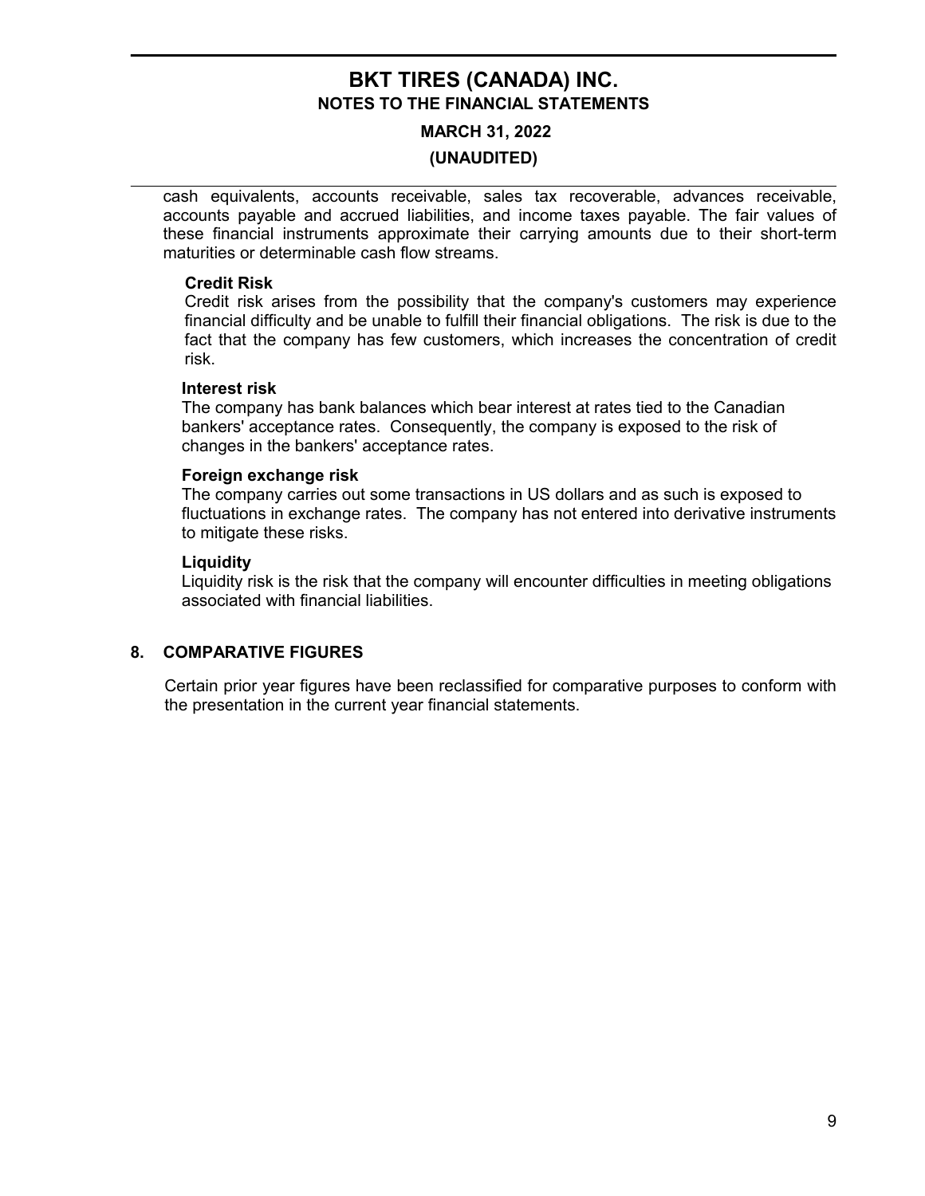cash equivalents, accounts receivable, sales tax recoverable, advances receivable, accounts payable and accrued liabilities, and income taxes payable. The fair values of these financial instruments approximate their carrying amounts due to their short-term maturities or determinable cash flow streams.

**Credit Risk**

Credit risk arises from the possibility that the company's customers may experience financial difficulty and be unable to fulfill their financial obligations. The risk is due to the fact that the company has few customers, which increases the concentration of credit risk.

**Interest risk**

The company has bank balances which bear interest at rates tied to the Canadian bankers' acceptance rates. Consequently, the company is exposed to the risk of changes in the bankers' acceptance rates.

**Foreign exchange risk**

The company carries out some transactions in US dollars and as such is exposed to fluctuations in exchange rates. The company has not entered into derivative instruments to mitigate these risks.

**Liquidity**

Liquidity risk is the risk that the company will encounter difficulties in meeting obligations associated with financial liabilities.

## 8. COMPARATIVE FIGURES

Certain prior year figures have been reclassified for comparative purposes to conform with the presentation in the current year financial statements.